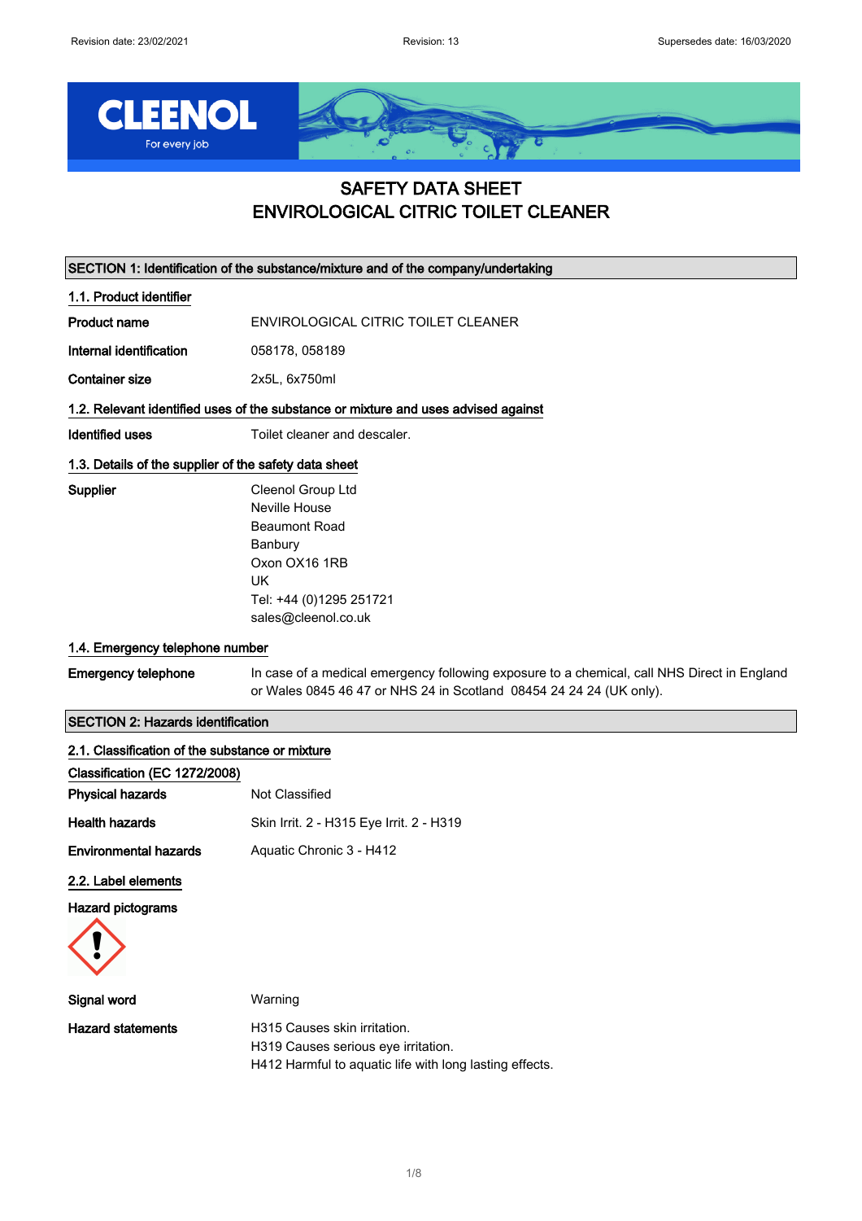# SAFETY DATA SHEET
# ENVIROLOGICAL CITRIC TOILET CLEANER

## SECTION 1: Identification of the substance/mixture and of the company/undertaking

### 1.1. Product identifier

| | |
|---|---|
| **Product name** | ENVIROLOGICAL CITRIC TOILET CLEANER |
| **Internal identification** | 058178, 058189 |
| **Container size** | 2x5L, 6x750ml |

### 1.2. Relevant identified uses of the substance or mixture and uses advised against

| | |
|---|---|
| **Identified uses** | Toilet cleaner and descaler. |

### 1.3. Details of the supplier of the safety data sheet

**Supplier**

Cleenol Group Ltd
Neville House
Beaumont Road
Banbury
Oxon OX16 1RB
UK
Tel: +44 (0)1295 251721
sales@cleenol.co.uk

### 1.4. Emergency telephone number

**Emergency telephone**

In case of a medical emergency following exposure to a chemical, call NHS Direct in England or Wales 0845 46 47 or NHS 24 in Scotland 08454 24 24 24 (UK only).

## SECTION 2: Hazards identification

### 2.1. Classification of the substance or mixture

**Classification (EC 1272/2008)**

| | |
|---|---|
| **Physical hazards** | Not Classified |
| **Health hazards** | Skin Irrit. 2 - H315 Eye Irrit. 2 - H319 |
| **Environmental hazards** | Aquatic Chronic 3 - H412 |

### 2.2. Label elements

**Hazard pictograms**

| | |
|---|---|
| **Signal word** | Warning |
| **Hazard statements** | H315 Causes skin irritation.<br>H319 Causes serious eye irritation.<br>H412 Harmful to aquatic life with long lasting effects. |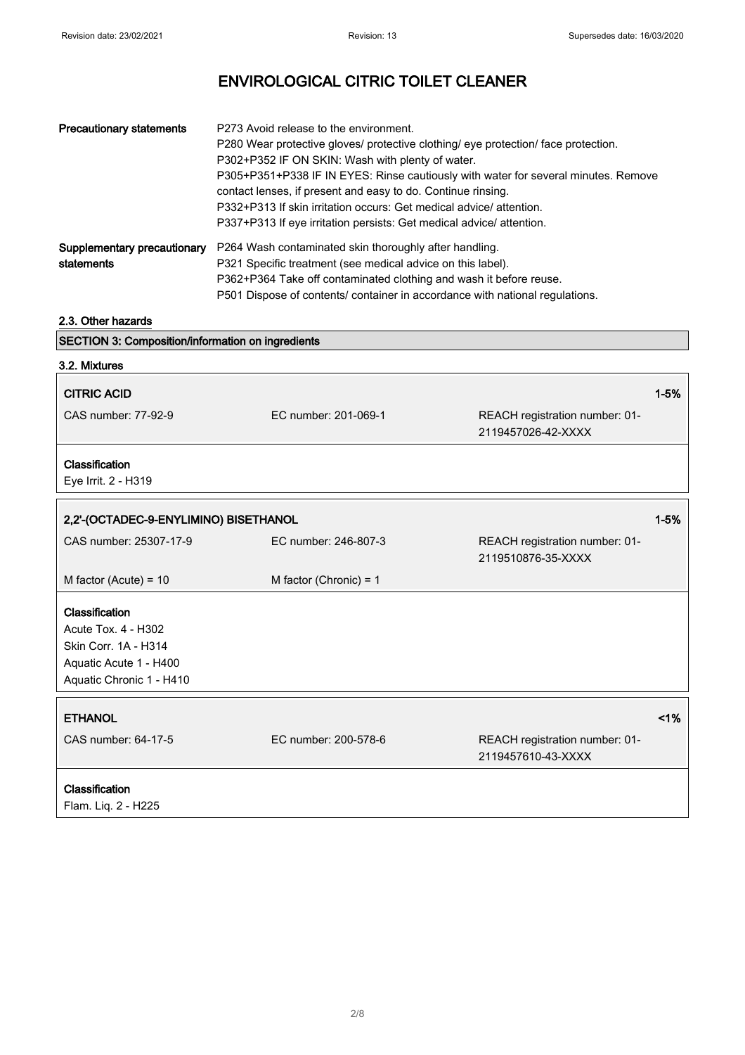# ENVIROLOGICAL CITRIC TOILET CLEANER

| | |
|---|---|
| **Precautionary statements** | P273 Avoid release to the environment.<br>P280 Wear protective gloves/ protective clothing/ eye protection/ face protection.<br>P302+P352 IF ON SKIN: Wash with plenty of water.<br>P305+P351+P338 IF IN EYES: Rinse cautiously with water for several minutes. Remove contact lenses, if present and easy to do. Continue rinsing.<br>P332+P313 If skin irritation occurs: Get medical advice/ attention.<br>P337+P313 If eye irritation persists: Get medical advice/ attention. |
| **Supplementary precautionary statements** | P264 Wash contaminated skin thoroughly after handling.<br>P321 Specific treatment (see medical advice on this label).<br>P362+P364 Take off contaminated clothing and wash it before reuse.<br>P501 Dispose of contents/ container in accordance with national regulations. |

## 2.3. Other hazards

## SECTION 3: Composition/information on ingredients

### 3.2. Mixtures

| **CITRIC ACID** | | **1-5%** |
|---|---|---|
| CAS number: 77-92-9 | EC number: 201-069-1 | REACH registration number: 01-2119457026-42-XXXX |

**Classification**
Eye Irrit. 2 - H319

| **2,2'-(OCTADEC-9-ENYLIMINO) BISETHANOL** | | **1-5%** |
|---|---|---|
| CAS number: 25307-17-9 | EC number: 246-807-3 | REACH registration number: 01-2119510876-35-XXXX |
| M factor (Acute) = 10 | M factor (Chronic) = 1 | |

**Classification**
Acute Tox. 4 - H302
Skin Corr. 1A - H314
Aquatic Acute 1 - H400
Aquatic Chronic 1 - H410

| **ETHANOL** | | **<1%** |
|---|---|---|
| CAS number: 64-17-5 | EC number: 200-578-6 | REACH registration number: 01-2119457610-43-XXXX |

**Classification**
Flam. Liq. 2 - H225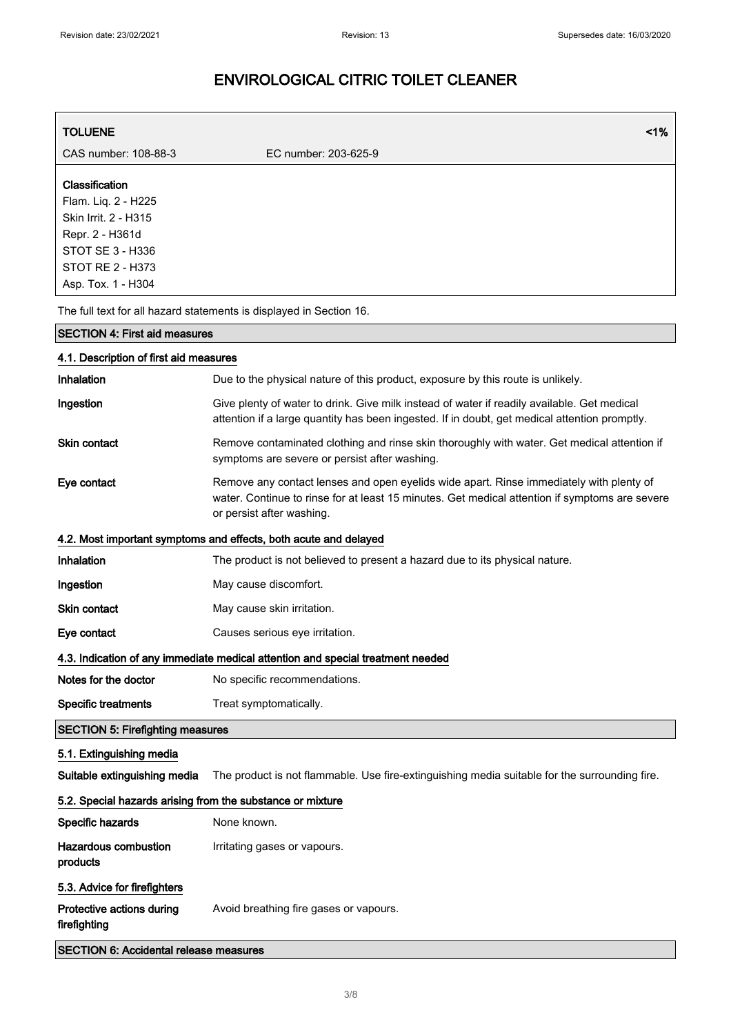# ENVIROLOGICAL CITRIC TOILET CLEANER

| TOLUENE | | <1% |
|---|---|---|
| CAS number: 108-88-3 | EC number: 203-625-9 | |

**Classification**
Flam. Liq. 2 - H225
Skin Irrit. 2 - H315
Repr. 2 - H361d
STOT SE 3 - H336
STOT RE 2 - H373
Asp. Tox. 1 - H304

The full text for all hazard statements is displayed in Section 16.

## SECTION 4: First aid measures

### 4.1. Description of first aid measures

**Inhalation** Due to the physical nature of this product, exposure by this route is unlikely.

**Ingestion** Give plenty of water to drink. Give milk instead of water if readily available. Get medical attention if a large quantity has been ingested. If in doubt, get medical attention promptly.

**Skin contact** Remove contaminated clothing and rinse skin thoroughly with water. Get medical attention if symptoms are severe or persist after washing.

**Eye contact** Remove any contact lenses and open eyelids wide apart. Rinse immediately with plenty of water. Continue to rinse for at least 15 minutes. Get medical attention if symptoms are severe or persist after washing.

### 4.2. Most important symptoms and effects, both acute and delayed

**Inhalation** The product is not believed to present a hazard due to its physical nature.

**Ingestion** May cause discomfort.

**Skin contact** May cause skin irritation.

**Eye contact** Causes serious eye irritation.

### 4.3. Indication of any immediate medical attention and special treatment needed

**Notes for the doctor** No specific recommendations.

**Specific treatments** Treat symptomatically.

## SECTION 5: Firefighting measures

### 5.1. Extinguishing media

**Suitable extinguishing media** The product is not flammable. Use fire-extinguishing media suitable for the surrounding fire.

### 5.2. Special hazards arising from the substance or mixture

**Specific hazards** None known.

**Hazardous combustion products** Irritating gases or vapours.

### 5.3. Advice for firefighters

**Protective actions during firefighting** Avoid breathing fire gases or vapours.

## SECTION 6: Accidental release measures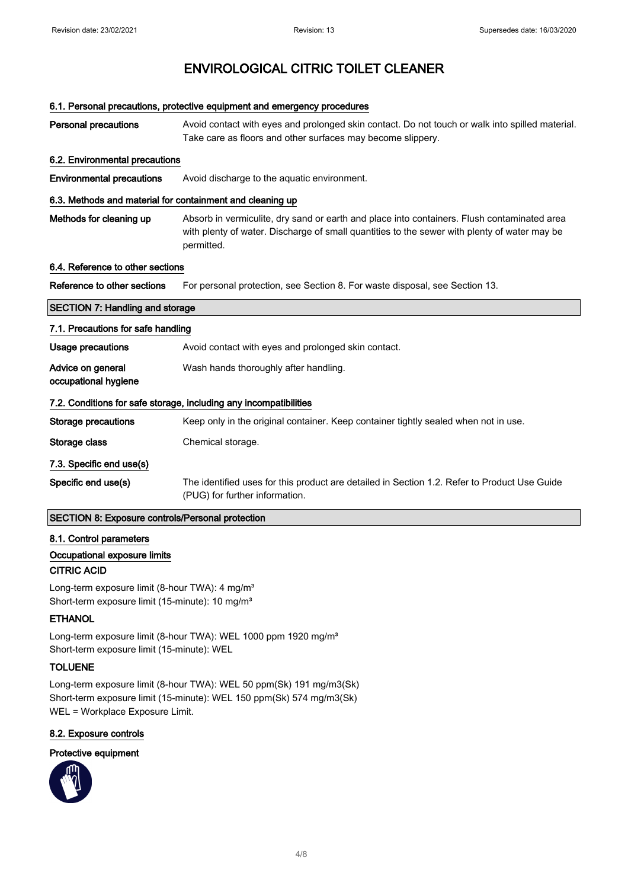# ENVIROLOGICAL CITRIC TOILET CLEANER

### 6.1. Personal precautions, protective equipment and emergency procedures

**Personal precautions** Avoid contact with eyes and prolonged skin contact. Do not touch or walk into spilled material. Take care as floors and other surfaces may become slippery.

### 6.2. Environmental precautions

**Environmental precautions** Avoid discharge to the aquatic environment.

### 6.3. Methods and material for containment and cleaning up

**Methods for cleaning up** Absorb in vermiculite, dry sand or earth and place into containers. Flush contaminated area with plenty of water. Discharge of small quantities to the sewer with plenty of water may be permitted.

### 6.4. Reference to other sections

**Reference to other sections** For personal protection, see Section 8. For waste disposal, see Section 13.

## SECTION 7: Handling and storage

### 7.1. Precautions for safe handling

**Usage precautions** Avoid contact with eyes and prolonged skin contact.

**Advice on general occupational hygiene** Wash hands thoroughly after handling.

### 7.2. Conditions for safe storage, including any incompatibilities

**Storage precautions** Keep only in the original container. Keep container tightly sealed when not in use.

**Storage class** Chemical storage.

### 7.3. Specific end use(s)

**Specific end use(s)** The identified uses for this product are detailed in Section 1.2. Refer to Product Use Guide (PUG) for further information.

## SECTION 8: Exposure controls/Personal protection

### 8.1. Control parameters

### Occupational exposure limits

**CITRIC ACID**

Long-term exposure limit (8-hour TWA): 4 mg/m³
Short-term exposure limit (15-minute): 10 mg/m³

**ETHANOL**

Long-term exposure limit (8-hour TWA): WEL 1000 ppm 1920 mg/m³
Short-term exposure limit (15-minute): WEL

**TOLUENE**

Long-term exposure limit (8-hour TWA): WEL 50 ppm(Sk) 191 mg/m3(Sk)
Short-term exposure limit (15-minute): WEL 150 ppm(Sk) 574 mg/m3(Sk)
WEL = Workplace Exposure Limit.

### 8.2. Exposure controls

**Protective equipment**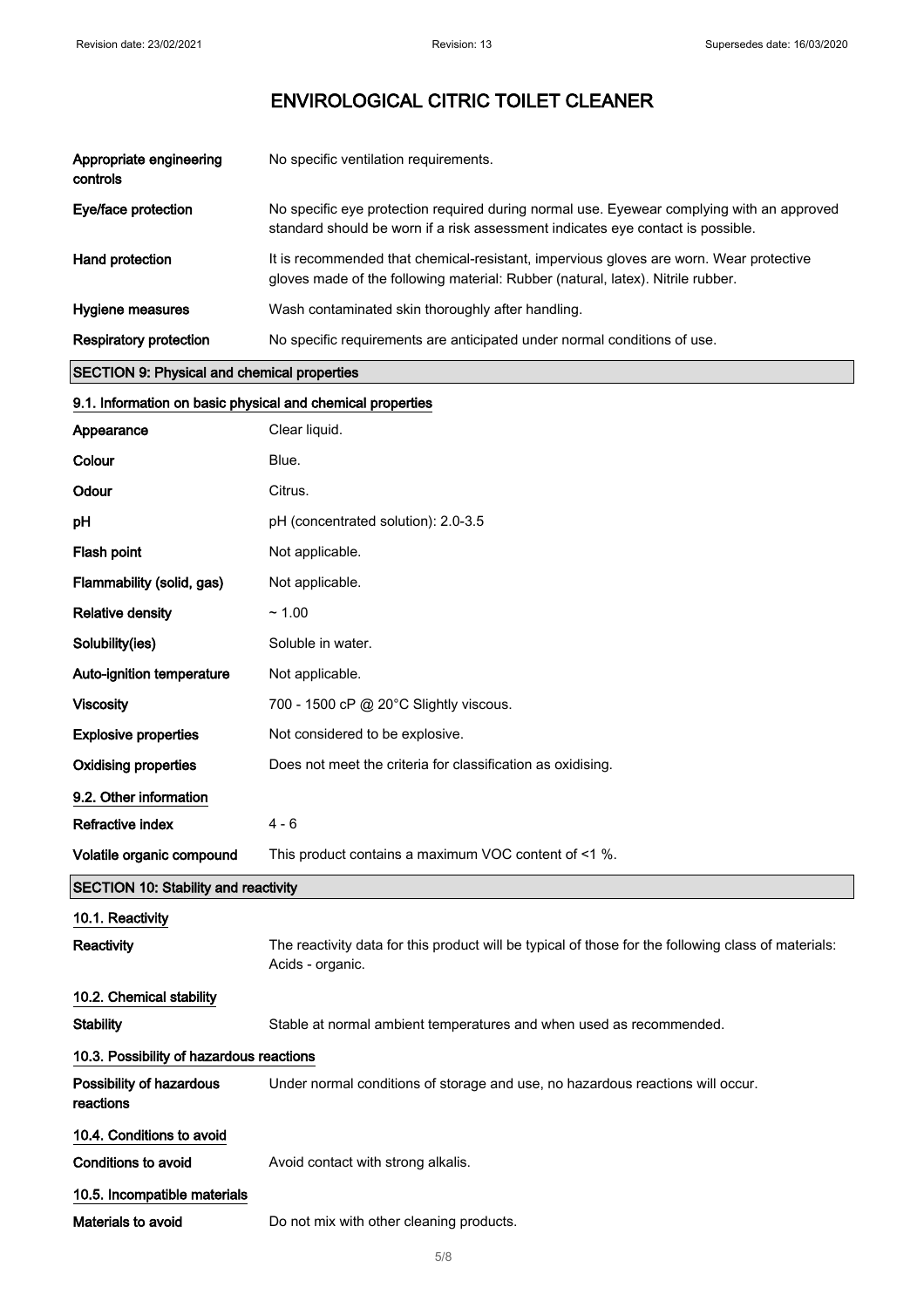| | |
|---|---|
| **Appropriate engineering controls** | No specific ventilation requirements. |
| **Eye/face protection** | No specific eye protection required during normal use. Eyewear complying with an approved standard should be worn if a risk assessment indicates eye contact is possible. |
| **Hand protection** | It is recommended that chemical-resistant, impervious gloves are worn. Wear protective gloves made of the following material: Rubber (natural, latex). Nitrile rubber. |
| **Hygiene measures** | Wash contaminated skin thoroughly after handling. |
| **Respiratory protection** | No specific requirements are anticipated under normal conditions of use. |

## SECTION 9: Physical and chemical properties

### 9.1. Information on basic physical and chemical properties

| | |
|---|---|
| **Appearance** | Clear liquid. |
| **Colour** | Blue. |
| **Odour** | Citrus. |
| **pH** | pH (concentrated solution): 2.0-3.5 |
| **Flash point** | Not applicable. |
| **Flammability (solid, gas)** | Not applicable. |
| **Relative density** | ~ 1.00 |
| **Solubility(ies)** | Soluble in water. |
| **Auto-ignition temperature** | Not applicable. |
| **Viscosity** | 700 - 1500 cP @ 20°C Slightly viscous. |
| **Explosive properties** | Not considered to be explosive. |
| **Oxidising properties** | Does not meet the criteria for classification as oxidising. |

### 9.2. Other information

| | |
|---|---|
| **Refractive index** | 4 - 6 |
| **Volatile organic compound** | This product contains a maximum VOC content of <1 %. |

## SECTION 10: Stability and reactivity

### 10.1. Reactivity

| | |
|---|---|
| **Reactivity** | The reactivity data for this product will be typical of those for the following class of materials: Acids - organic. |

### 10.2. Chemical stability

| | |
|---|---|
| **Stability** | Stable at normal ambient temperatures and when used as recommended. |

### 10.3. Possibility of hazardous reactions

| | |
|---|---|
| **Possibility of hazardous reactions** | Under normal conditions of storage and use, no hazardous reactions will occur. |

### 10.4. Conditions to avoid

| | |
|---|---|
| **Conditions to avoid** | Avoid contact with strong alkalis. |

### 10.5. Incompatible materials

| | |
|---|---|
| **Materials to avoid** | Do not mix with other cleaning products. |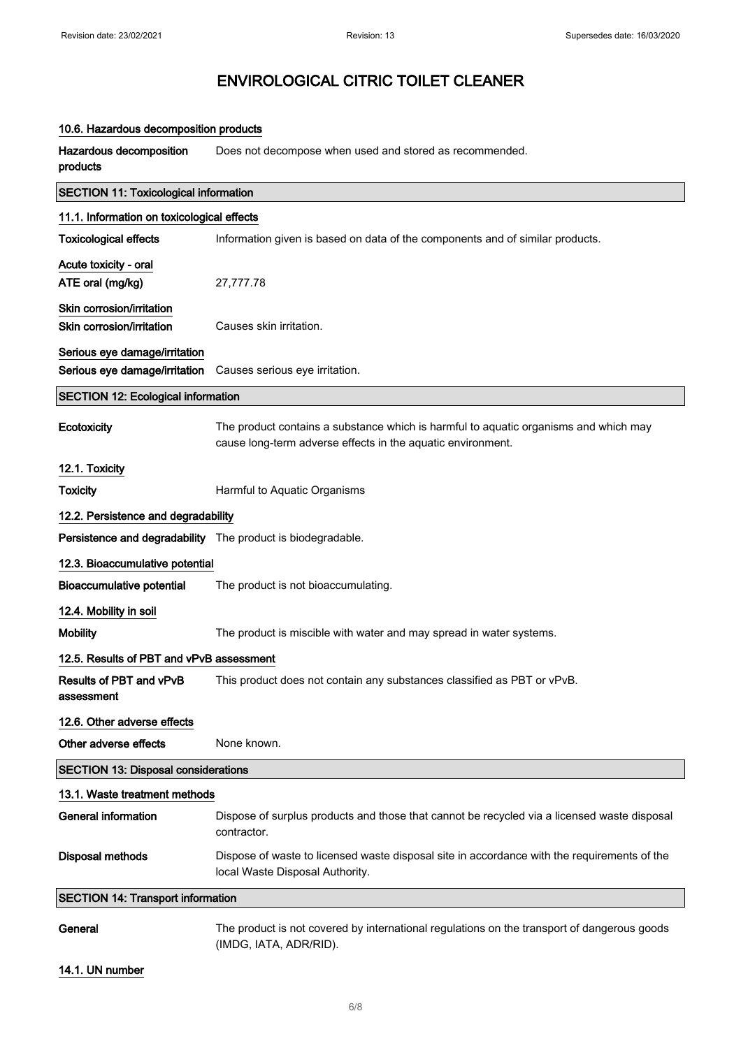# ENVIROLOGICAL CITRIC TOILET CLEANER

### 10.6. Hazardous decomposition products

**Hazardous decomposition products** Does not decompose when used and stored as recommended.

## SECTION 11: Toxicological information

### 11.1. Information on toxicological effects

**Toxicological effects** Information given is based on data of the components and of similar products.

**Acute toxicity - oral**

**ATE oral (mg/kg)** 27,777.78

**Skin corrosion/irritation**

**Skin corrosion/irritation** Causes skin irritation.

**Serious eye damage/irritation**

**Serious eye damage/irritation** Causes serious eye irritation.

## SECTION 12: Ecological information

**Ecotoxicity** The product contains a substance which is harmful to aquatic organisms and which may cause long-term adverse effects in the aquatic environment.

### 12.1. Toxicity

**Toxicity** Harmful to Aquatic Organisms

### 12.2. Persistence and degradability

**Persistence and degradability** The product is biodegradable.

### 12.3. Bioaccumulative potential

**Bioaccumulative potential** The product is not bioaccumulating.

### 12.4. Mobility in soil

**Mobility** The product is miscible with water and may spread in water systems.

### 12.5. Results of PBT and vPvB assessment

**Results of PBT and vPvB assessment** This product does not contain any substances classified as PBT or vPvB.

### 12.6. Other adverse effects

**Other adverse effects** None known.

## SECTION 13: Disposal considerations

### 13.1. Waste treatment methods

**General information** Dispose of surplus products and those that cannot be recycled via a licensed waste disposal contractor.

**Disposal methods** Dispose of waste to licensed waste disposal site in accordance with the requirements of the local Waste Disposal Authority.

## SECTION 14: Transport information

**General** The product is not covered by international regulations on the transport of dangerous goods (IMDG, IATA, ADR/RID).

### 14.1. UN number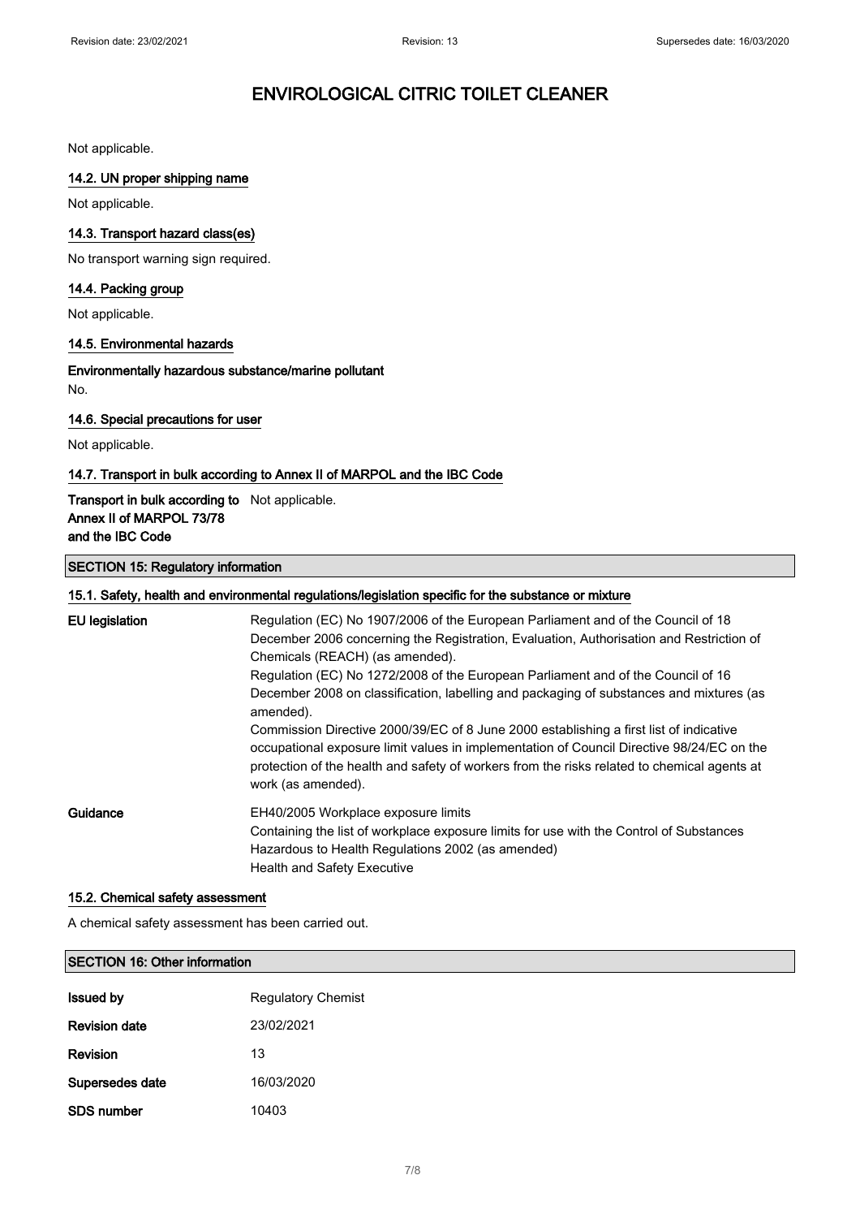Not applicable.

### 14.2. UN proper shipping name

Not applicable.

### 14.3. Transport hazard class(es)

No transport warning sign required.

### 14.4. Packing group

Not applicable.

### 14.5. Environmental hazards

**Environmentally hazardous substance/marine pollutant**

No.

### 14.6. Special precautions for user

Not applicable.

### 14.7. Transport in bulk according to Annex II of MARPOL and the IBC Code

**Transport in bulk according to Annex II of MARPOL 73/78 and the IBC Code** Not applicable.

## SECTION 15: Regulatory information

### 15.1. Safety, health and environmental regulations/legislation specific for the substance or mixture

**EU legislation**

Regulation (EC) No 1907/2006 of the European Parliament and of the Council of 18 December 2006 concerning the Registration, Evaluation, Authorisation and Restriction of Chemicals (REACH) (as amended).

Regulation (EC) No 1272/2008 of the European Parliament and of the Council of 16 December 2008 on classification, labelling and packaging of substances and mixtures (as amended).

Commission Directive 2000/39/EC of 8 June 2000 establishing a first list of indicative occupational exposure limit values in implementation of Council Directive 98/24/EC on the protection of the health and safety of workers from the risks related to chemical agents at work (as amended).

**Guidance**

EH40/2005 Workplace exposure limits

Containing the list of workplace exposure limits for use with the Control of Substances Hazardous to Health Regulations 2002 (as amended)

Health and Safety Executive

### 15.2. Chemical safety assessment

A chemical safety assessment has been carried out.

## SECTION 16: Other information

| | |
|---|---|
| **Issued by** | Regulatory Chemist |
| **Revision date** | 23/02/2021 |
| **Revision** | 13 |
| **Supersedes date** | 16/03/2020 |
| **SDS number** | 10403 |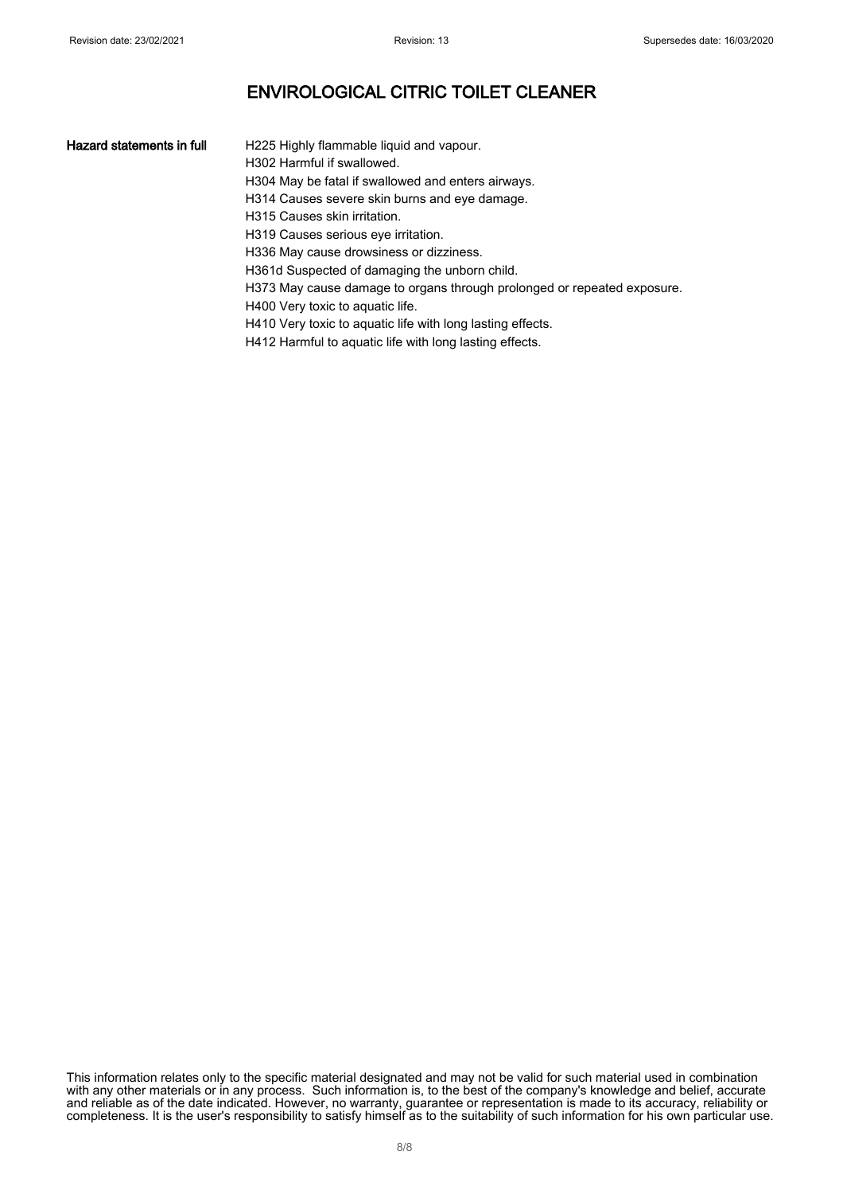**Hazard statements in full**

H225 Highly flammable liquid and vapour.
H302 Harmful if swallowed.
H304 May be fatal if swallowed and enters airways.
H314 Causes severe skin burns and eye damage.
H315 Causes skin irritation.
H319 Causes serious eye irritation.
H336 May cause drowsiness or dizziness.
H361d Suspected of damaging the unborn child.
H373 May cause damage to organs through prolonged or repeated exposure.
H400 Very toxic to aquatic life.
H410 Very toxic to aquatic life with long lasting effects.
H412 Harmful to aquatic life with long lasting effects.

This information relates only to the specific material designated and may not be valid for such material used in combination with any other materials or in any process. Such information is, to the best of the company's knowledge and belief, accurate and reliable as of the date indicated. However, no warranty, guarantee or representation is made to its accuracy, reliability or completeness. It is the user's responsibility to satisfy himself as to the suitability of such information for his own particular use.